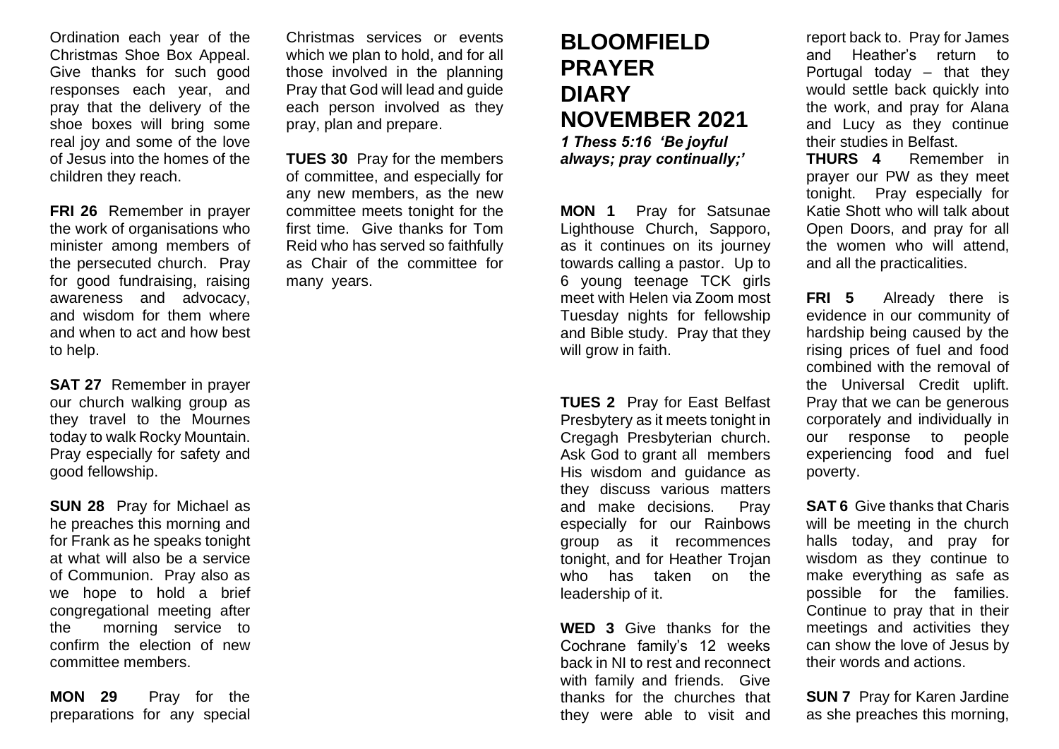Ordination each year of the Christmas Shoe Box Appeal. Give thanks for such good responses each year, and pray that the delivery of the shoe boxes will bring some real joy and some of the love of Jesus into the homes of the children they reach.

**FRI 26** Remember in prayer the work of organisations who minister among members of the persecuted church. Pray for good fundraising, raising awareness and advocacy, and wisdom for them where and when to act and how best to help.

**SAT 27** Remember in prayer our church walking group as they travel to the Mournes today to walk Rocky Mountain. Pray especially for safety and good fellowship.

**SUN 28** Pray for Michael as he preaches this morning and for Frank as he speaks tonight at what will also be a service of Communion. Pray also as we hope to hold a brief congregational meeting after the morning service to confirm the election of new committee members.

**MON 29** Pray for the preparations for any special Christmas services or events which we plan to hold, and for all those involved in the planning Pray that God will lead and guide each person involved as they pray, plan and prepare.

**TUES 30** Pray for the members of committee, and especially for any new members, as the new committee meets tonight for the first time. Give thanks for Tom Reid who has served so faithfully as Chair of the committee for many years.

# BLOOMFIELD PRAYER DIARY NOVEMBER 2021

***1 Thess 5:16 'Be joyful always; pray continually;'***

**MON 1** Pray for Satsunae Lighthouse Church, Sapporo, as it continues on its journey towards calling a pastor. Up to 6 young teenage TCK girls meet with Helen via Zoom most Tuesday nights for fellowship and Bible study. Pray that they will grow in faith.

**TUES 2** Pray for East Belfast Presbytery as it meets tonight in Cregagh Presbyterian church. Ask God to grant all members His wisdom and guidance as they discuss various matters and make decisions. Pray especially for our Rainbows group as it recommences tonight, and for Heather Trojan who has taken on the leadership of it.

**WED 3** Give thanks for the Cochrane family's 12 weeks back in NI to rest and reconnect with family and friends. Give thanks for the churches that they were able to visit and report back to. Pray for James and Heather's return to Portugal today – that they would settle back quickly into the work, and pray for Alana and Lucy as they continue their studies in Belfast.

**THURS 4** Remember in prayer our PW as they meet tonight. Pray especially for Katie Shott who will talk about Open Doors, and pray for all the women who will attend, and all the practicalities.

**FRI 5** Already there is evidence in our community of hardship being caused by the rising prices of fuel and food combined with the removal of the Universal Credit uplift. Pray that we can be generous corporately and individually in our response to people experiencing food and fuel poverty.

**SAT 6** Give thanks that Charis will be meeting in the church halls today, and pray for wisdom as they continue to make everything as safe as possible for the families. Continue to pray that in their meetings and activities they can show the love of Jesus by their words and actions.

**SUN 7** Pray for Karen Jardine as she preaches this morning,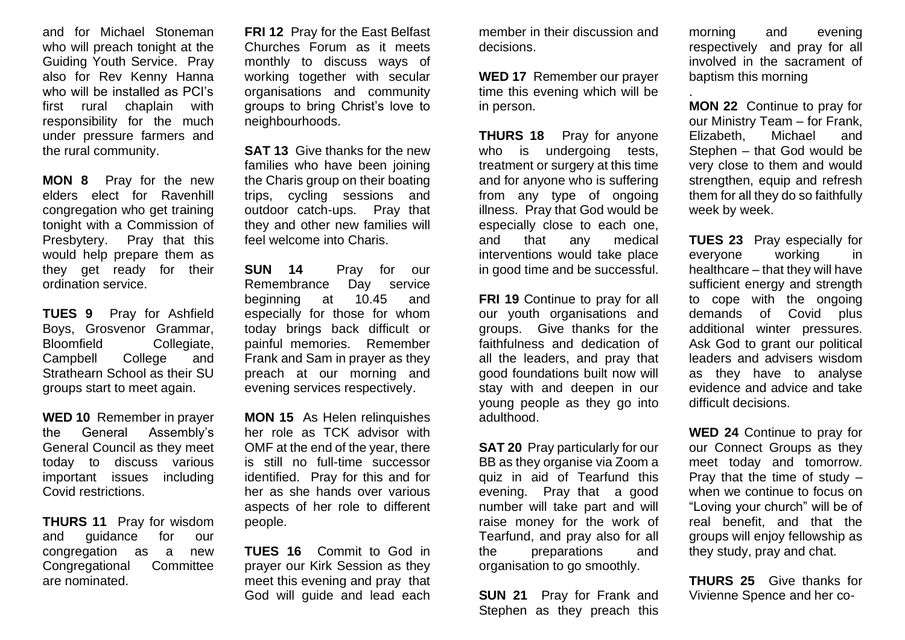and for Michael Stoneman who will preach tonight at the Guiding Youth Service. Pray also for Rev Kenny Hanna who will be installed as PCI's first rural chaplain with responsibility for the much under pressure farmers and the rural community.

**MON 8** Pray for the new elders elect for Ravenhill congregation who get training tonight with a Commission of Presbytery. Pray that this would help prepare them as they get ready for their ordination service.

**TUES 9** Pray for Ashfield Boys, Grosvenor Grammar, Bloomfield Collegiate, Campbell College and Strathearn School as their SU groups start to meet again.

**WED 10** Remember in prayer the General Assembly's General Council as they meet today to discuss various important issues including Covid restrictions.

**THURS 11** Pray for wisdom and guidance for our congregation as a new Congregational Committee are nominated.

**FRI 12** Pray for the East Belfast Churches Forum as it meets monthly to discuss ways of working together with secular organisations and community groups to bring Christ's love to neighbourhoods.

**SAT 13** Give thanks for the new families who have been joining the Charis group on their boating trips, cycling sessions and outdoor catch-ups. Pray that they and other new families will feel welcome into Charis.

**SUN 14** Pray for our Remembrance Day service beginning at 10.45 and especially for those for whom today brings back difficult or painful memories. Remember Frank and Sam in prayer as they preach at our morning and evening services respectively.

**MON 15** As Helen relinquishes her role as TCK advisor with OMF at the end of the year, there is still no full-time successor identified. Pray for this and for her as she hands over various aspects of her role to different people.

**TUES 16** Commit to God in prayer our Kirk Session as they meet this evening and pray that God will guide and lead each member in their discussion and decisions.

**WED 17** Remember our prayer time this evening which will be in person.

**THURS 18** Pray for anyone who is undergoing tests, treatment or surgery at this time and for anyone who is suffering from any type of ongoing illness. Pray that God would be especially close to each one, and that any medical interventions would take place in good time and be successful.

**FRI 19** Continue to pray for all our youth organisations and groups. Give thanks for the faithfulness and dedication of all the leaders, and pray that good foundations built now will stay with and deepen in our young people as they go into adulthood.

**SAT 20** Pray particularly for our BB as they organise via Zoom a quiz in aid of Tearfund this evening. Pray that a good number will take part and will raise money for the work of Tearfund, and pray also for all the preparations and organisation to go smoothly.

**SUN 21** Pray for Frank and Stephen as they preach this morning and evening respectively and pray for all involved in the sacrament of baptism this morning

.

**MON 22** Continue to pray for our Ministry Team – for Frank, Elizabeth, Michael and Stephen – that God would be very close to them and would strengthen, equip and refresh them for all they do so faithfully week by week.

**TUES 23** Pray especially for everyone working in healthcare – that they will have sufficient energy and strength to cope with the ongoing demands of Covid plus additional winter pressures. Ask God to grant our political leaders and advisers wisdom as they have to analyse evidence and advice and take difficult decisions.

**WED 24** Continue to pray for our Connect Groups as they meet today and tomorrow. Pray that the time of study – when we continue to focus on "Loving your church" will be of real benefit, and that the groups will enjoy fellowship as they study, pray and chat.

**THURS 25** Give thanks for Vivienne Spence and her co-